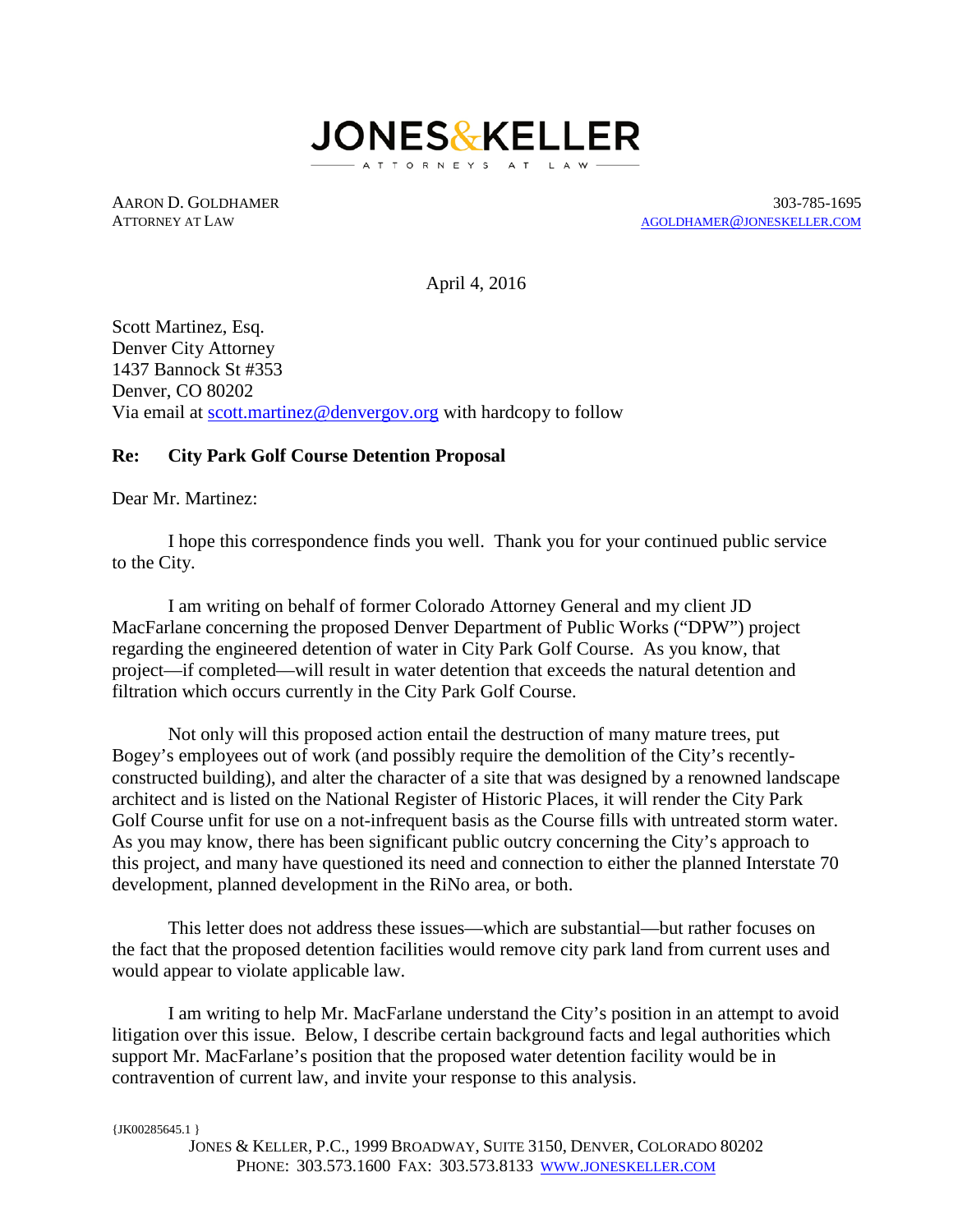# JONES&KELLER

ATTORNEYS AT LAW

AARON D. GOLDHAMER
ATTORNEY AT LAW

303-785-1695
AGOLDHAMER@JONESKELLER.COM

April 4, 2016

Scott Martinez, Esq.
Denver City Attorney
1437 Bannock St #353
Denver, CO 80202
Via email at scott.martinez@denvergov.org with hardcopy to follow

**Re: City Park Golf Course Detention Proposal**

Dear Mr. Martinez:

I hope this correspondence finds you well. Thank you for your continued public service to the City.

I am writing on behalf of former Colorado Attorney General and my client JD MacFarlane concerning the proposed Denver Department of Public Works ("DPW") project regarding the engineered detention of water in City Park Golf Course. As you know, that project—if completed—will result in water detention that exceeds the natural detention and filtration which occurs currently in the City Park Golf Course.

Not only will this proposed action entail the destruction of many mature trees, put Bogey's employees out of work (and possibly require the demolition of the City's recently-constructed building), and alter the character of a site that was designed by a renowned landscape architect and is listed on the National Register of Historic Places, it will render the City Park Golf Course unfit for use on a not-infrequent basis as the Course fills with untreated storm water. As you may know, there has been significant public outcry concerning the City's approach to this project, and many have questioned its need and connection to either the planned Interstate 70 development, planned development in the RiNo area, or both.

This letter does not address these issues—which are substantial—but rather focuses on the fact that the proposed detention facilities would remove city park land from current uses and would appear to violate applicable law.

I am writing to help Mr. MacFarlane understand the City's position in an attempt to avoid litigation over this issue. Below, I describe certain background facts and legal authorities which support Mr. MacFarlane's position that the proposed water detention facility would be in contravention of current law, and invite your response to this analysis.

{JK00285645.1 }

JONES & KELLER, P.C., 1999 BROADWAY, SUITE 3150, DENVER, COLORADO 80202
PHONE: 303.573.1600 FAX: 303.573.8133 WWW.JONESKELLER.COM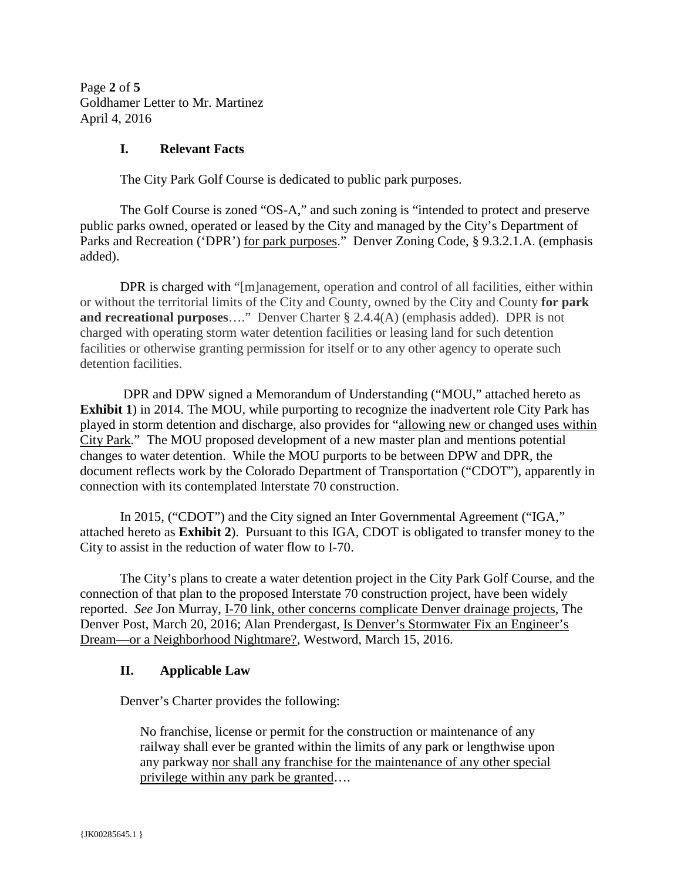## I. Relevant Facts

The City Park Golf Course is dedicated to public park purposes.

The Golf Course is zoned "OS-A," and such zoning is "intended to protect and preserve public parks owned, operated or leased by the City and managed by the City's Department of Parks and Recreation ('DPR') <u>for park purposes</u>." Denver Zoning Code, § 9.3.2.1.A. (emphasis added).

DPR is charged with "[m]anagement, operation and control of all facilities, either within or without the territorial limits of the City and County, owned by the City and County **for park and recreational purposes**…." Denver Charter § 2.4.4(A) (emphasis added). DPR is not charged with operating storm water detention facilities or leasing land for such detention facilities or otherwise granting permission for itself or to any other agency to operate such detention facilities.

DPR and DPW signed a Memorandum of Understanding ("MOU," attached hereto as **Exhibit 1**) in 2014. The MOU, while purporting to recognize the inadvertent role City Park has played in storm detention and discharge, also provides for "<u>allowing new or changed uses within City Park</u>." The MOU proposed development of a new master plan and mentions potential changes to water detention. While the MOU purports to be between DPW and DPR, the document reflects work by the Colorado Department of Transportation ("CDOT"), apparently in connection with its contemplated Interstate 70 construction.

In 2015, ("CDOT") and the City signed an Inter Governmental Agreement ("IGA," attached hereto as **Exhibit 2**). Pursuant to this IGA, CDOT is obligated to transfer money to the City to assist in the reduction of water flow to I-70.

The City's plans to create a water detention project in the City Park Golf Course, and the connection of that plan to the proposed Interstate 70 construction project, have been widely reported. *See* Jon Murray, <u>I-70 link, other concerns complicate Denver drainage projects</u>, The Denver Post, March 20, 2016; Alan Prendergast, <u>Is Denver's Stormwater Fix an Engineer's Dream—or a Neighborhood Nightmare?</u>, Westword, March 15, 2016.

## II. Applicable Law

Denver's Charter provides the following:

> No franchise, license or permit for the construction or maintenance of any railway shall ever be granted within the limits of any park or lengthwise upon any parkway <u>nor shall any franchise for the maintenance of any other special privilege within any park be granted</u>….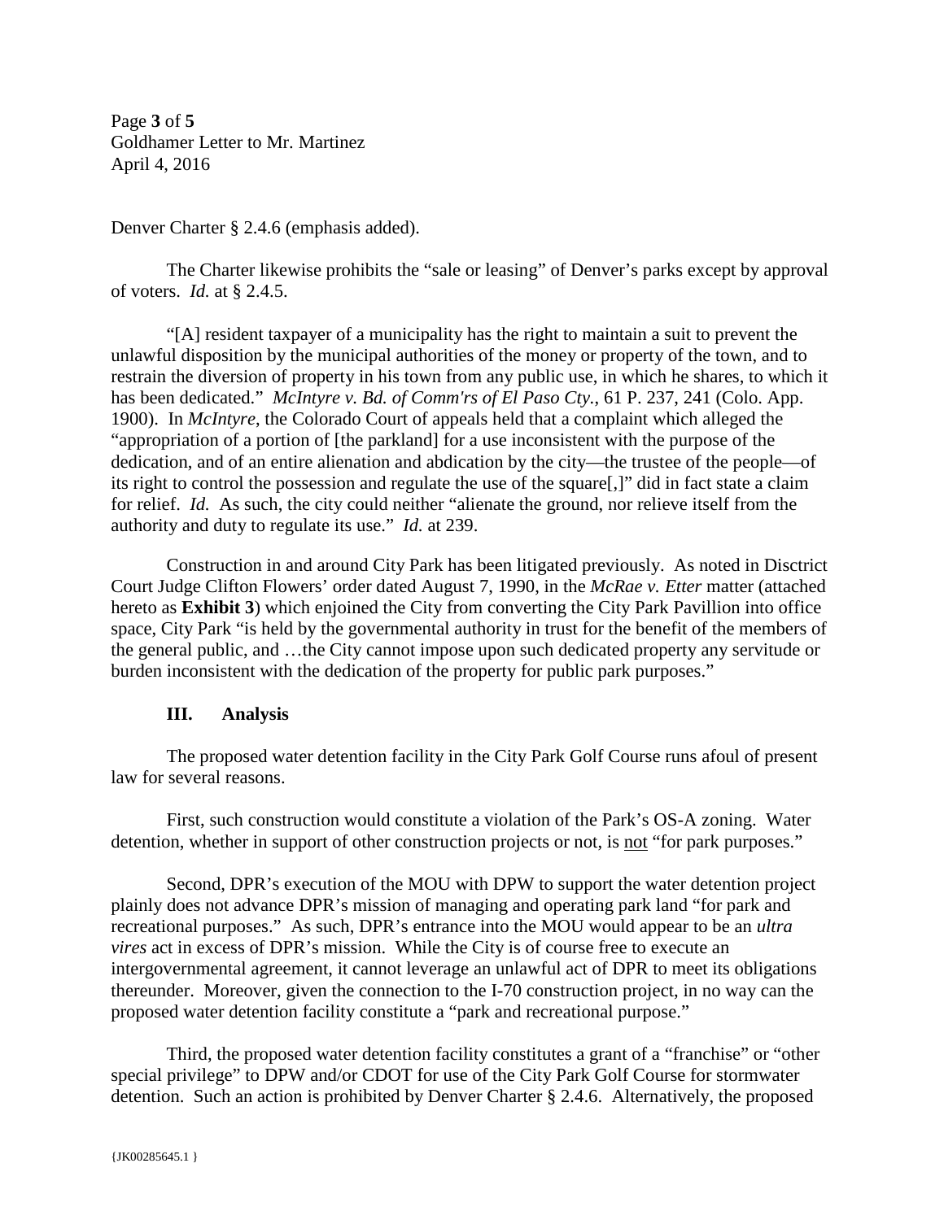Denver Charter § 2.4.6 (emphasis added).

The Charter likewise prohibits the "sale or leasing" of Denver's parks except by approval of voters. *Id.* at § 2.4.5.

"[A] resident taxpayer of a municipality has the right to maintain a suit to prevent the unlawful disposition by the municipal authorities of the money or property of the town, and to restrain the diversion of property in his town from any public use, in which he shares, to which it has been dedicated." *McIntyre v. Bd. of Comm'rs of El Paso Cty.*, 61 P. 237, 241 (Colo. App. 1900). In *McIntyre*, the Colorado Court of appeals held that a complaint which alleged the "appropriation of a portion of [the parkland] for a use inconsistent with the purpose of the dedication, and of an entire alienation and abdication by the city—the trustee of the people—of its right to control the possession and regulate the use of the square[,]" did in fact state a claim for relief. *Id.* As such, the city could neither "alienate the ground, nor relieve itself from the authority and duty to regulate its use." *Id.* at 239.

Construction in and around City Park has been litigated previously. As noted in Disctrict Court Judge Clifton Flowers' order dated August 7, 1990, in the *McRae v. Etter* matter (attached hereto as **Exhibit 3**) which enjoined the City from converting the City Park Pavillion into office space, City Park "is held by the governmental authority in trust for the benefit of the members of the general public, and …the City cannot impose upon such dedicated property any servitude or burden inconsistent with the dedication of the property for public park purposes."

## III. Analysis

The proposed water detention facility in the City Park Golf Course runs afoul of present law for several reasons.

First, such construction would constitute a violation of the Park's OS-A zoning. Water detention, whether in support of other construction projects or not, is <u>not</u> "for park purposes."

Second, DPR's execution of the MOU with DPW to support the water detention project plainly does not advance DPR's mission of managing and operating park land "for park and recreational purposes." As such, DPR's entrance into the MOU would appear to be an *ultra vires* act in excess of DPR's mission. While the City is of course free to execute an intergovernmental agreement, it cannot leverage an unlawful act of DPR to meet its obligations thereunder. Moreover, given the connection to the I-70 construction project, in no way can the proposed water detention facility constitute a "park and recreational purpose."

Third, the proposed water detention facility constitutes a grant of a "franchise" or "other special privilege" to DPW and/or CDOT for use of the City Park Golf Course for stormwater detention. Such an action is prohibited by Denver Charter § 2.4.6. Alternatively, the proposed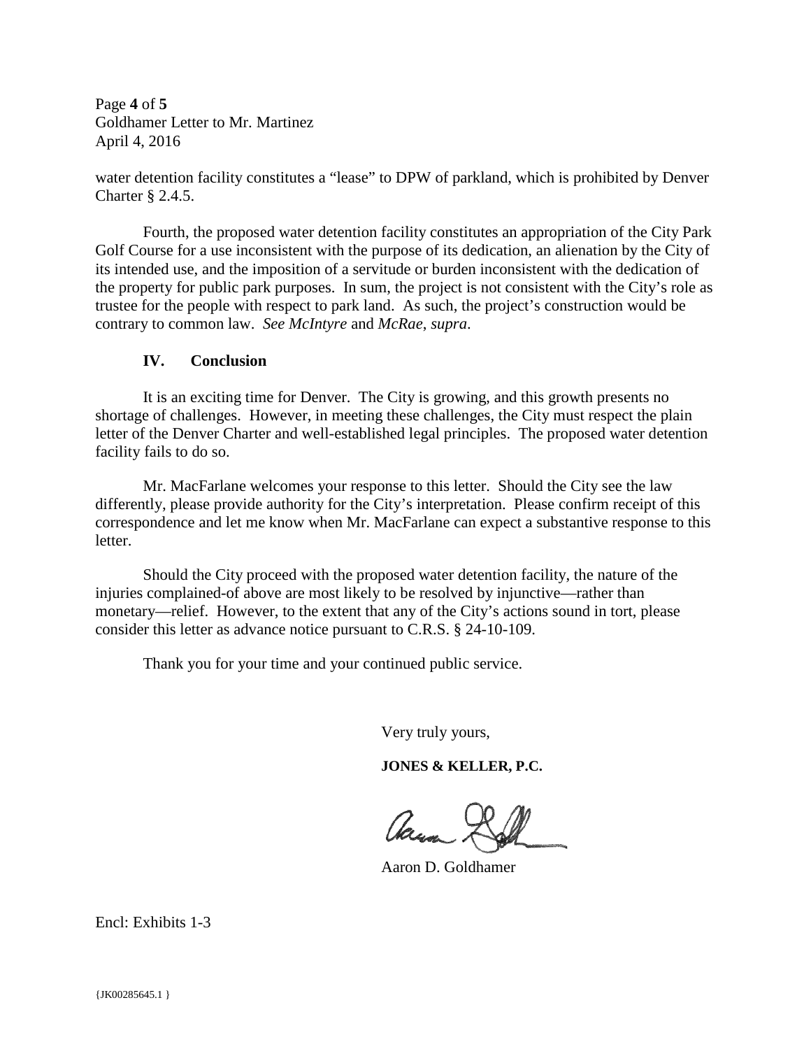water detention facility constitutes a "lease" to DPW of parkland, which is prohibited by Denver Charter § 2.4.5.

Fourth, the proposed water detention facility constitutes an appropriation of the City Park Golf Course for a use inconsistent with the purpose of its dedication, an alienation by the City of its intended use, and the imposition of a servitude or burden inconsistent with the dedication of the property for public park purposes. In sum, the project is not consistent with the City's role as trustee for the people with respect to park land. As such, the project's construction would be contrary to common law. *See McIntyre* and *McRae*, *supra*.

## IV. Conclusion

It is an exciting time for Denver. The City is growing, and this growth presents no shortage of challenges. However, in meeting these challenges, the City must respect the plain letter of the Denver Charter and well-established legal principles. The proposed water detention facility fails to do so.

Mr. MacFarlane welcomes your response to this letter. Should the City see the law differently, please provide authority for the City's interpretation. Please confirm receipt of this correspondence and let me know when Mr. MacFarlane can expect a substantive response to this letter.

Should the City proceed with the proposed water detention facility, the nature of the injuries complained-of above are most likely to be resolved by injunctive—rather than monetary—relief. However, to the extent that any of the City's actions sound in tort, please consider this letter as advance notice pursuant to C.R.S. § 24-10-109.

Thank you for your time and your continued public service.

Very truly yours,

**JONES & KELLER, P.C.**

Aaron D. Goldhamer

Encl: Exhibits 1-3

{JK00285645.1 }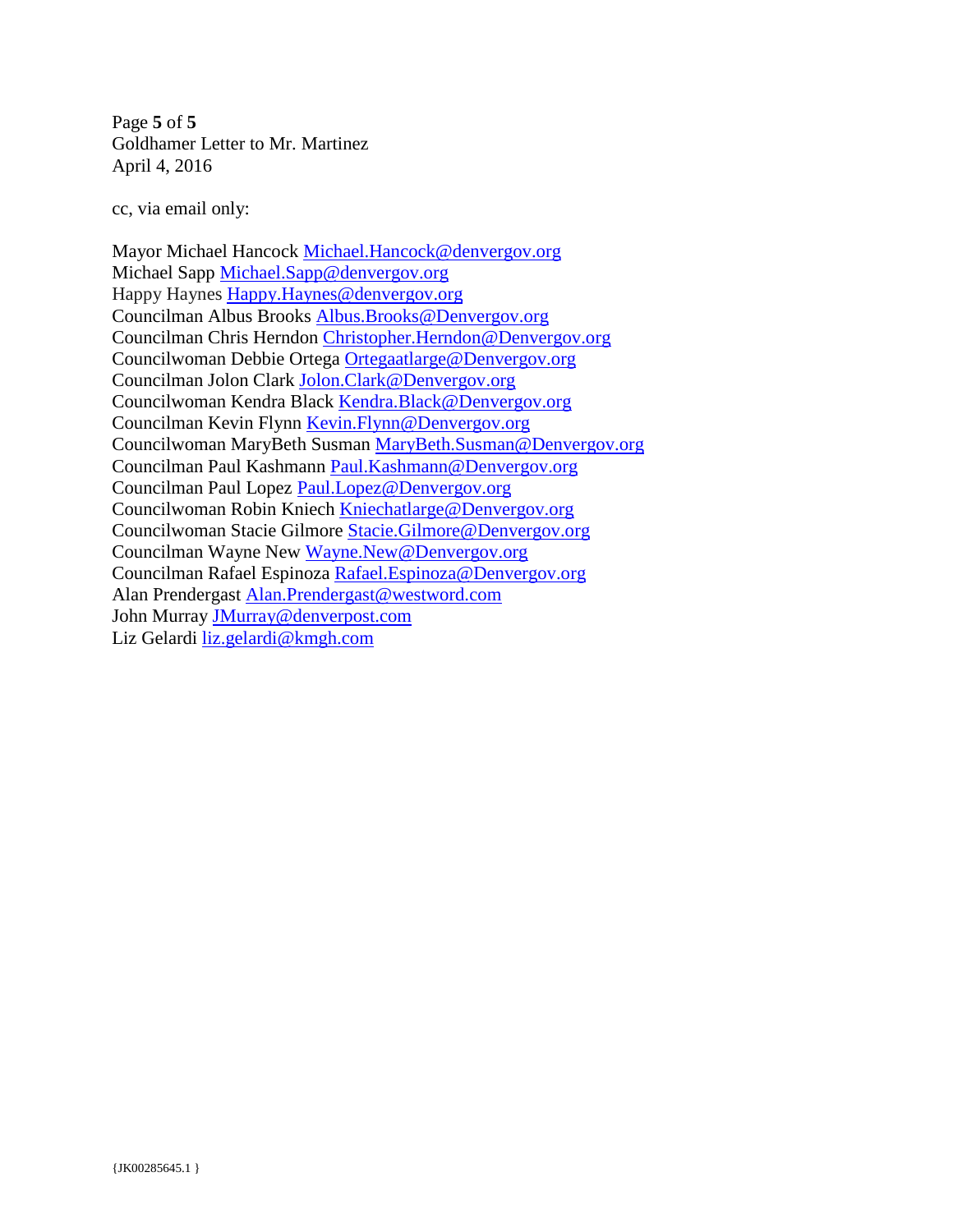cc, via email only:

Mayor Michael Hancock Michael.Hancock@denvergov.org
Michael Sapp Michael.Sapp@denvergov.org
Happy Haynes Happy.Haynes@denvergov.org
Councilman Albus Brooks Albus.Brooks@Denvergov.org
Councilman Chris Herndon Christopher.Herndon@Denvergov.org
Councilwoman Debbie Ortega Ortegaatlarge@Denvergov.org
Councilman Jolon Clark Jolon.Clark@Denvergov.org
Councilwoman Kendra Black Kendra.Black@Denvergov.org
Councilman Kevin Flynn Kevin.Flynn@Denvergov.org
Councilwoman MaryBeth Susman MaryBeth.Susman@Denvergov.org
Councilman Paul Kashmann Paul.Kashmann@Denvergov.org
Councilman Paul Lopez Paul.Lopez@Denvergov.org
Councilwoman Robin Kniech Kniechatlarge@Denvergov.org
Councilwoman Stacie Gilmore Stacie.Gilmore@Denvergov.org
Councilman Wayne New Wayne.New@Denvergov.org
Councilman Rafael Espinoza Rafael.Espinoza@Denvergov.org
Alan Prendergast Alan.Prendergast@westword.com
John Murray JMurray@denverpost.com
Liz Gelardi liz.gelardi@kmgh.com

{JK00285645.1 }